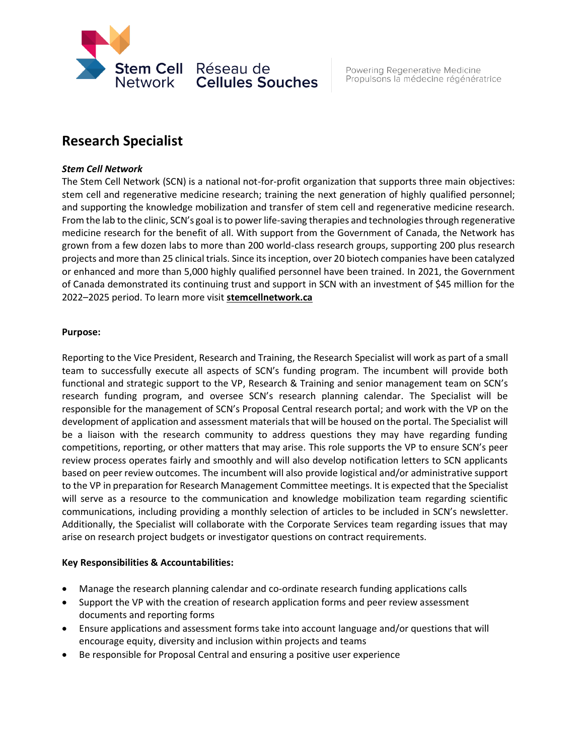Stem Cell Network Réseau de Cellules Souches

Powering Regenerative Medicine
Propulsons la médecine régénératrice

# Research Specialist

***Stem Cell Network***

The Stem Cell Network (SCN) is a national not-for-profit organization that supports three main objectives: stem cell and regenerative medicine research; training the next generation of highly qualified personnel; and supporting the knowledge mobilization and transfer of stem cell and regenerative medicine research. From the lab to the clinic, SCN's goal is to power life-saving therapies and technologies through regenerative medicine research for the benefit of all. With support from the Government of Canada, the Network has grown from a few dozen labs to more than 200 world-class research groups, supporting 200 plus research projects and more than 25 clinical trials. Since its inception, over 20 biotech companies have been catalyzed or enhanced and more than 5,000 highly qualified personnel have been trained. In 2021, the Government of Canada demonstrated its continuing trust and support in SCN with an investment of $45 million for the 2022–2025 period. To learn more visit **stemcellnetwork.ca**

**Purpose:**

Reporting to the Vice President, Research and Training, the Research Specialist will work as part of a small team to successfully execute all aspects of SCN's funding program. The incumbent will provide both functional and strategic support to the VP, Research & Training and senior management team on SCN's research funding program, and oversee SCN's research planning calendar. The Specialist will be responsible for the management of SCN's Proposal Central research portal; and work with the VP on the development of application and assessment materials that will be housed on the portal. The Specialist will be a liaison with the research community to address questions they may have regarding funding competitions, reporting, or other matters that may arise. This role supports the VP to ensure SCN's peer review process operates fairly and smoothly and will also develop notification letters to SCN applicants based on peer review outcomes. The incumbent will also provide logistical and/or administrative support to the VP in preparation for Research Management Committee meetings. It is expected that the Specialist will serve as a resource to the communication and knowledge mobilization team regarding scientific communications, including providing a monthly selection of articles to be included in SCN's newsletter. Additionally, the Specialist will collaborate with the Corporate Services team regarding issues that may arise on research project budgets or investigator questions on contract requirements.

**Key Responsibilities & Accountabilities:**

- Manage the research planning calendar and co-ordinate research funding applications calls
- Support the VP with the creation of research application forms and peer review assessment documents and reporting forms
- Ensure applications and assessment forms take into account language and/or questions that will encourage equity, diversity and inclusion within projects and teams
- Be responsible for Proposal Central and ensuring a positive user experience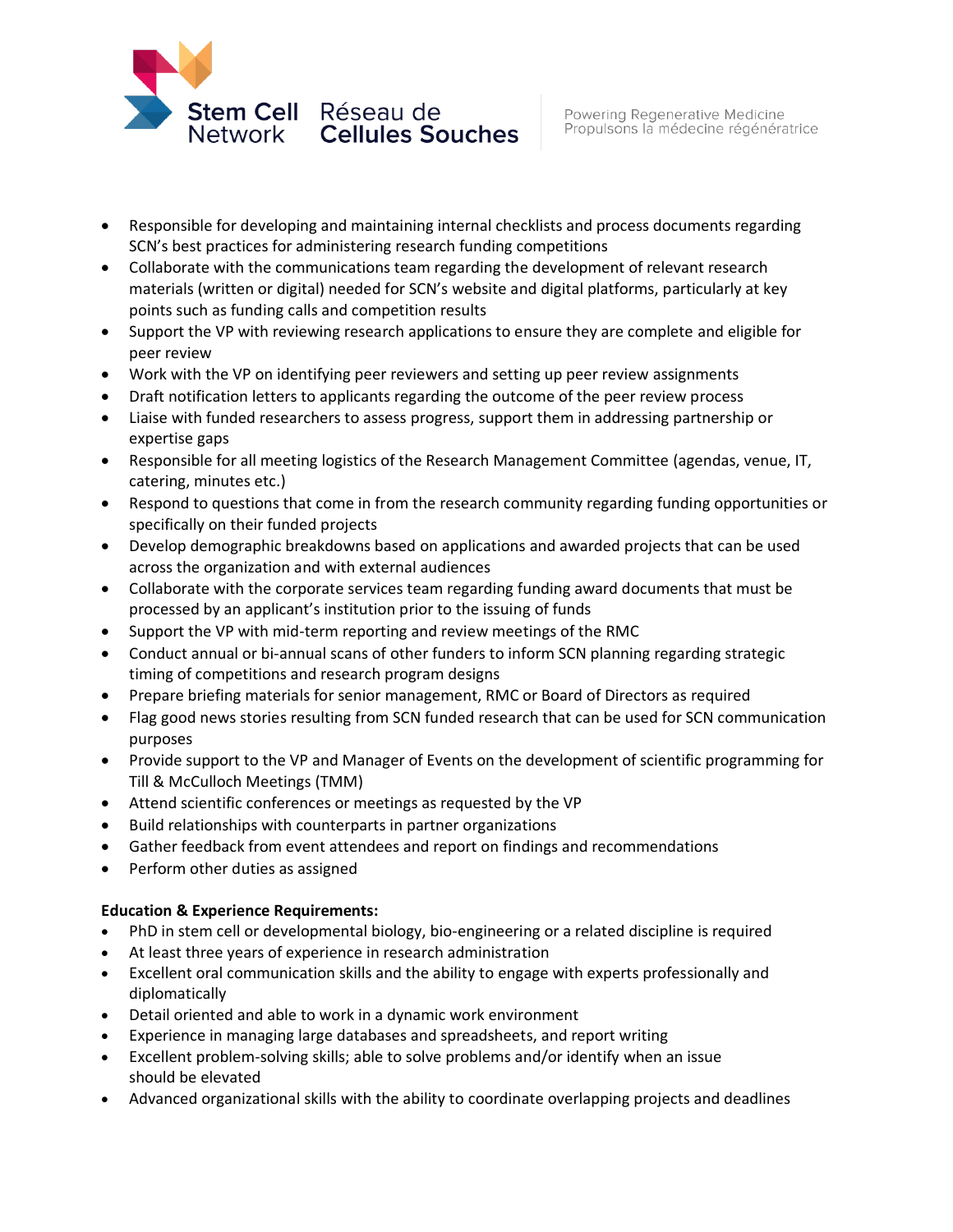- Responsible for developing and maintaining internal checklists and process documents regarding SCN's best practices for administering research funding competitions
- Collaborate with the communications team regarding the development of relevant research materials (written or digital) needed for SCN's website and digital platforms, particularly at key points such as funding calls and competition results
- Support the VP with reviewing research applications to ensure they are complete and eligible for peer review
- Work with the VP on identifying peer reviewers and setting up peer review assignments
- Draft notification letters to applicants regarding the outcome of the peer review process
- Liaise with funded researchers to assess progress, support them in addressing partnership or expertise gaps
- Responsible for all meeting logistics of the Research Management Committee (agendas, venue, IT, catering, minutes etc.)
- Respond to questions that come in from the research community regarding funding opportunities or specifically on their funded projects
- Develop demographic breakdowns based on applications and awarded projects that can be used across the organization and with external audiences
- Collaborate with the corporate services team regarding funding award documents that must be processed by an applicant's institution prior to the issuing of funds
- Support the VP with mid-term reporting and review meetings of the RMC
- Conduct annual or bi-annual scans of other funders to inform SCN planning regarding strategic timing of competitions and research program designs
- Prepare briefing materials for senior management, RMC or Board of Directors as required
- Flag good news stories resulting from SCN funded research that can be used for SCN communication purposes
- Provide support to the VP and Manager of Events on the development of scientific programming for Till & McCulloch Meetings (TMM)
- Attend scientific conferences or meetings as requested by the VP
- Build relationships with counterparts in partner organizations
- Gather feedback from event attendees and report on findings and recommendations
- Perform other duties as assigned

**Education & Experience Requirements:**

- PhD in stem cell or developmental biology, bio-engineering or a related discipline is required
- At least three years of experience in research administration
- Excellent oral communication skills and the ability to engage with experts professionally and diplomatically
- Detail oriented and able to work in a dynamic work environment
- Experience in managing large databases and spreadsheets, and report writing
- Excellent problem-solving skills; able to solve problems and/or identify when an issue should be elevated
- Advanced organizational skills with the ability to coordinate overlapping projects and deadlines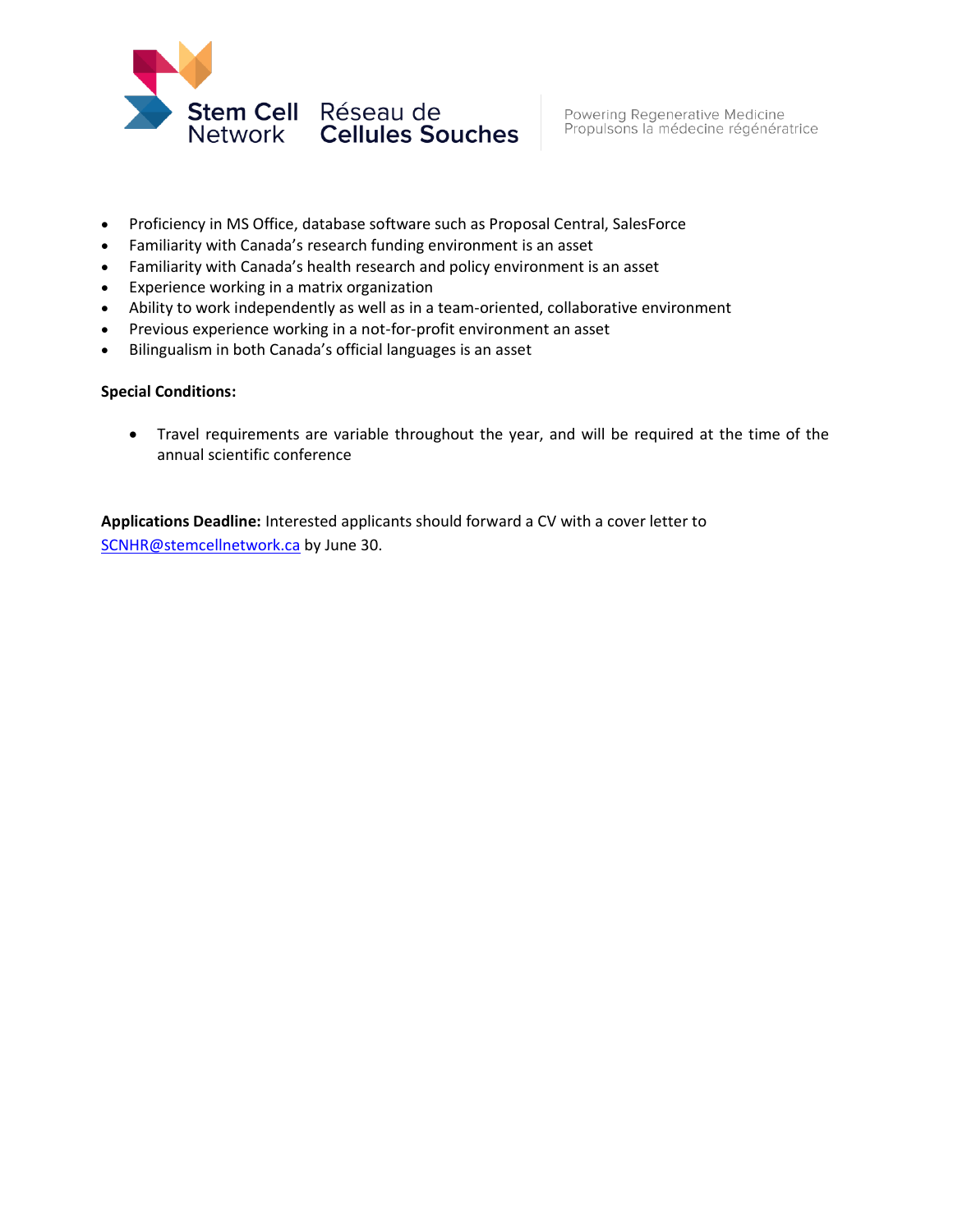- Proficiency in MS Office, database software such as Proposal Central, SalesForce
- Familiarity with Canada's research funding environment is an asset
- Familiarity with Canada's health research and policy environment is an asset
- Experience working in a matrix organization
- Ability to work independently as well as in a team-oriented, collaborative environment
- Previous experience working in a not-for-profit environment an asset
- Bilingualism in both Canada's official languages is an asset

**Special Conditions:**

- Travel requirements are variable throughout the year, and will be required at the time of the annual scientific conference

**Applications Deadline:** Interested applicants should forward a CV with a cover letter to SCNHR@stemcellnetwork.ca by June 30.